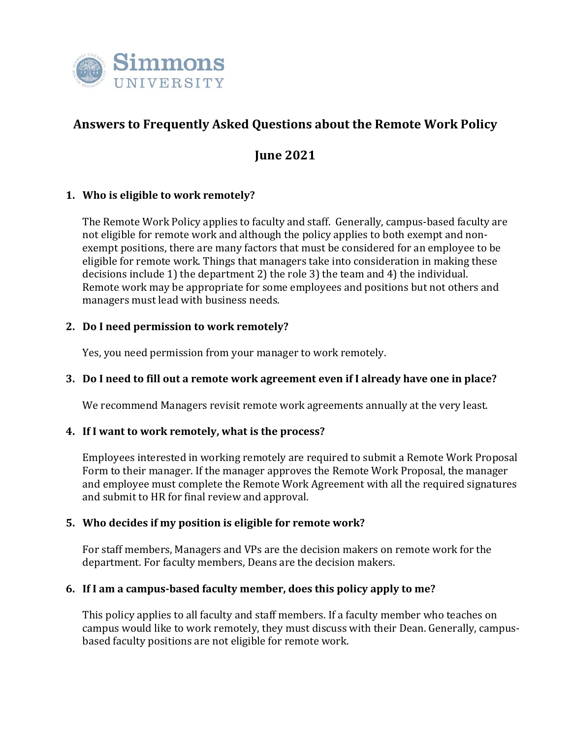Simmons UNIVERSITY

# Answers to Frequently Asked Questions about the Remote Work Policy

## June 2021

1. **Who is eligible to work remotely?**

   The Remote Work Policy applies to faculty and staff. Generally, campus-based faculty are not eligible for remote work and although the policy applies to both exempt and non-exempt positions, there are many factors that must be considered for an employee to be eligible for remote work. Things that managers take into consideration in making these decisions include 1) the department 2) the role 3) the team and 4) the individual. Remote work may be appropriate for some employees and positions but not others and managers must lead with business needs.

2. **Do I need permission to work remotely?**

   Yes, you need permission from your manager to work remotely.

3. **Do I need to fill out a remote work agreement even if I already have one in place?**

   We recommend Managers revisit remote work agreements annually at the very least.

4. **If I want to work remotely, what is the process?**

   Employees interested in working remotely are required to submit a Remote Work Proposal Form to their manager. If the manager approves the Remote Work Proposal, the manager and employee must complete the Remote Work Agreement with all the required signatures and submit to HR for final review and approval.

5. **Who decides if my position is eligible for remote work?**

   For staff members, Managers and VPs are the decision makers on remote work for the department. For faculty members, Deans are the decision makers.

6. **If I am a campus-based faculty member, does this policy apply to me?**

   This policy applies to all faculty and staff members. If a faculty member who teaches on campus would like to work remotely, they must discuss with their Dean. Generally, campus-based faculty positions are not eligible for remote work.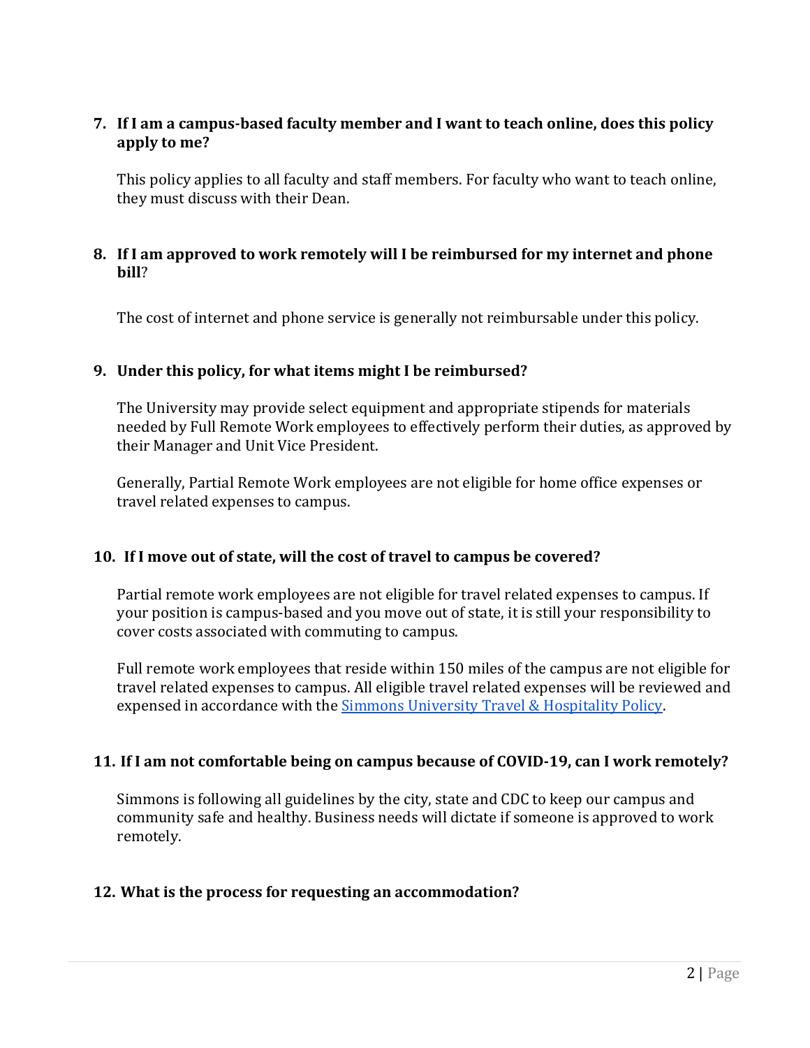7. **If I am a campus-based faculty member and I want to teach online, does this policy apply to me?**

   This policy applies to all faculty and staff members. For faculty who want to teach online, they must discuss with their Dean.

8. **If I am approved to work remotely will I be reimbursed for my internet and phone bill**?

   The cost of internet and phone service is generally not reimbursable under this policy.

9. **Under this policy, for what items might I be reimbursed?**

   The University may provide select equipment and appropriate stipends for materials needed by Full Remote Work employees to effectively perform their duties, as approved by their Manager and Unit Vice President.

   Generally, Partial Remote Work employees are not eligible for home office expenses or travel related expenses to campus.

10. **If I move out of state, will the cost of travel to campus be covered?**

    Partial remote work employees are not eligible for travel related expenses to campus. If your position is campus-based and you move out of state, it is still your responsibility to cover costs associated with commuting to campus.

    Full remote work employees that reside within 150 miles of the campus are not eligible for travel related expenses to campus. All eligible travel related expenses will be reviewed and expensed in accordance with the [Simmons University Travel & Hospitality Policy]().

11. **If I am not comfortable being on campus because of COVID-19, can I work remotely?**

    Simmons is following all guidelines by the city, state and CDC to keep our campus and community safe and healthy. Business needs will dictate if someone is approved to work remotely.

12. **What is the process for requesting an accommodation?**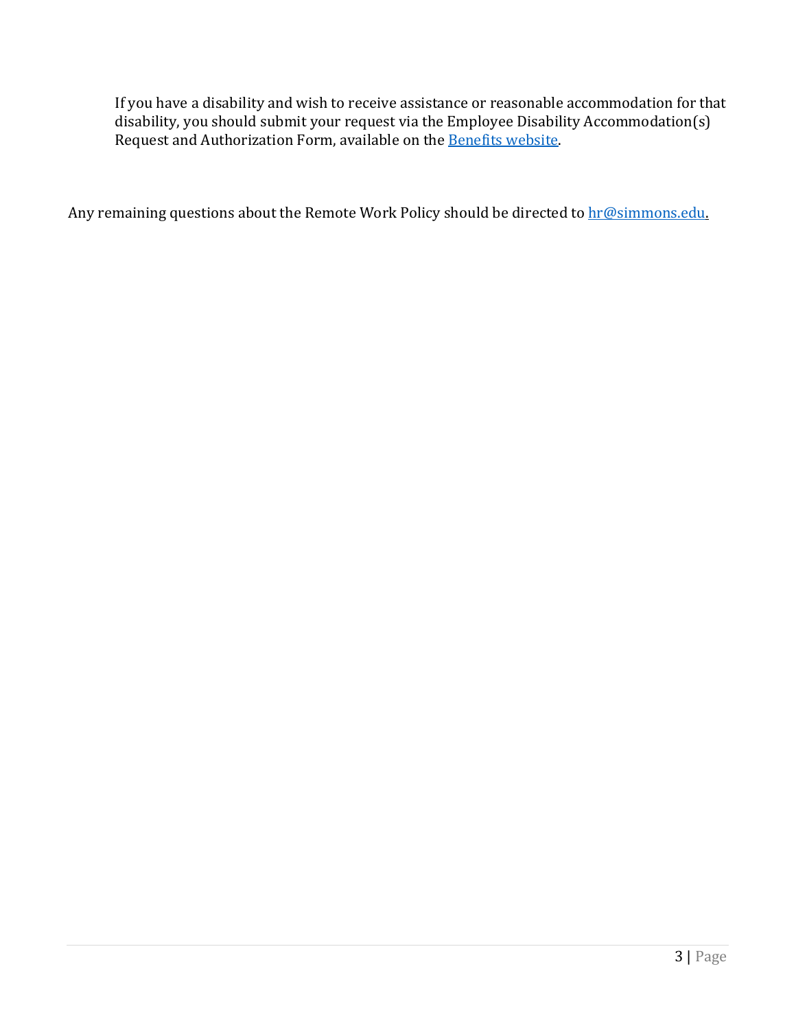If you have a disability and wish to receive assistance or reasonable accommodation for that disability, you should submit your request via the Employee Disability Accommodation(s) Request and Authorization Form, available on the Benefits website.

Any remaining questions about the Remote Work Policy should be directed to hr@simmons.edu.